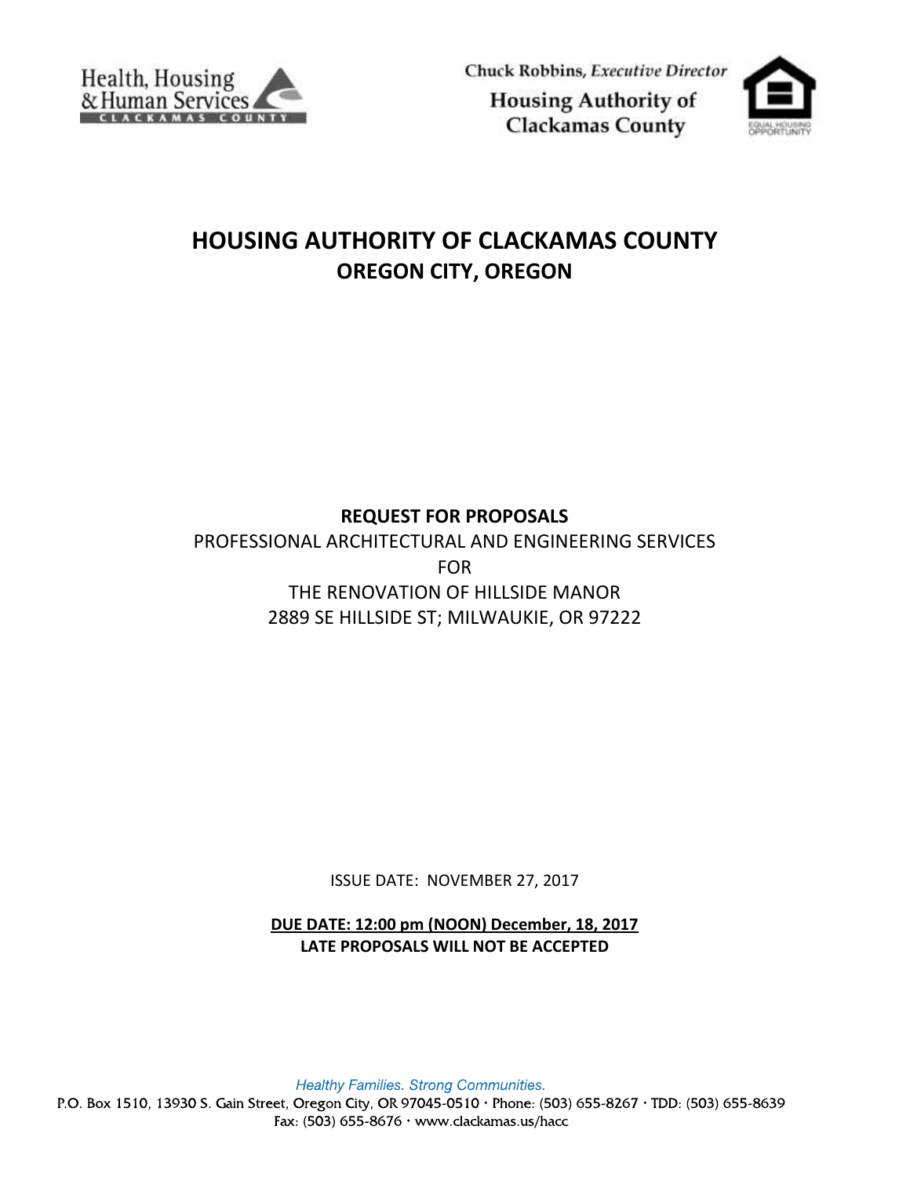Health, Housing & Human Services
CLACKAMAS COUNTY

Chuck Robbins, *Executive Director*
Housing Authority of Clackamas County

# HOUSING AUTHORITY OF CLACKAMAS COUNTY
## OREGON CITY, OREGON

**REQUEST FOR PROPOSALS**

PROFESSIONAL ARCHITECTURAL AND ENGINEERING SERVICES
FOR
THE RENOVATION OF HILLSIDE MANOR
2889 SE HILLSIDE ST; MILWAUKIE, OR 97222

ISSUE DATE: NOVEMBER 27, 2017

**DUE DATE: 12:00 pm (NOON) December, 18, 2017**
**LATE PROPOSALS WILL NOT BE ACCEPTED**

*Healthy Families. Strong Communities.*
P.O. Box 1510, 13930 S. Gain Street, Oregon City, OR 97045-0510 · Phone: (503) 655-8267 · TDD: (503) 655-8639
Fax: (503) 655-8676 · www.clackamas.us/hacc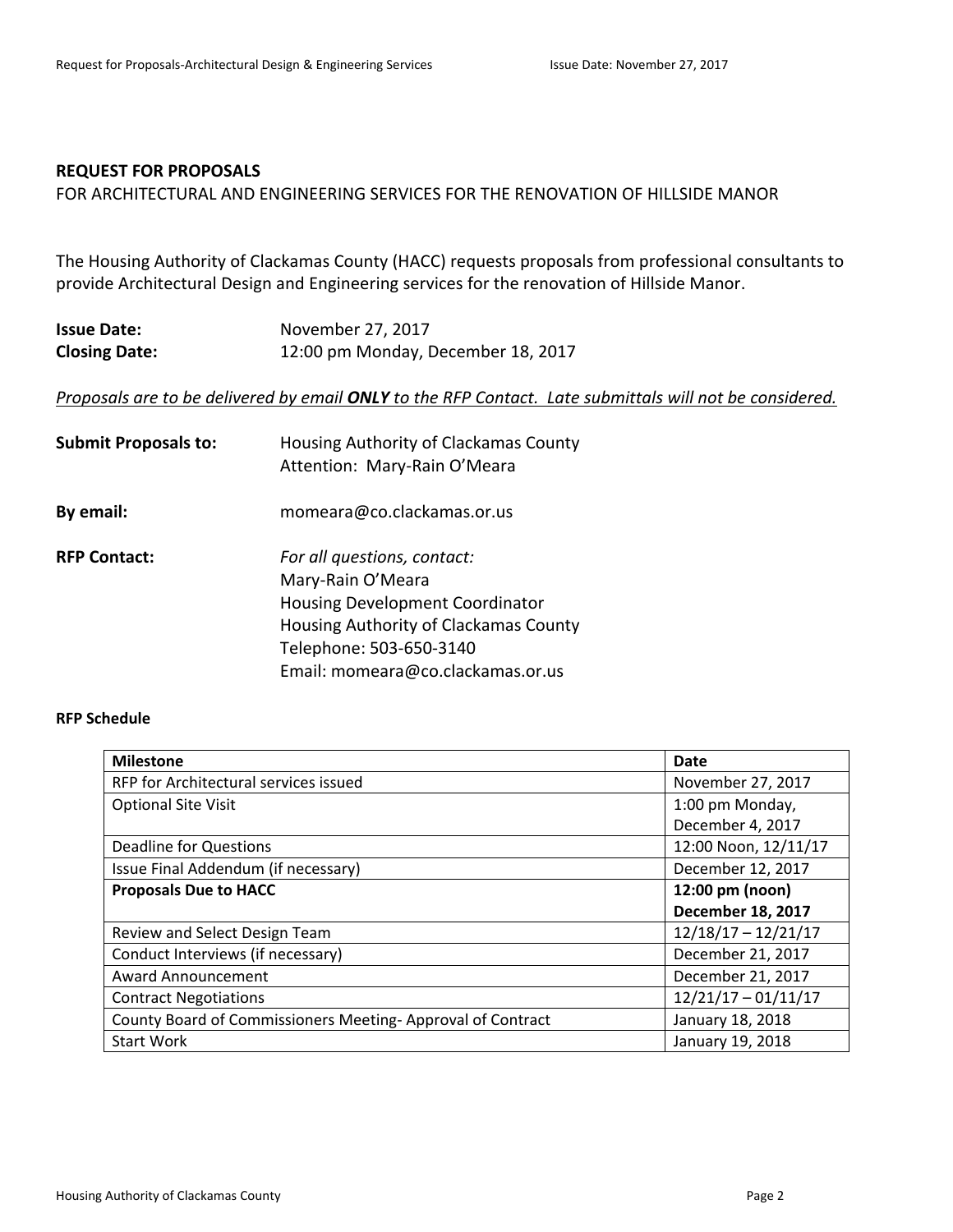**REQUEST FOR PROPOSALS**

FOR ARCHITECTURAL AND ENGINEERING SERVICES FOR THE RENOVATION OF HILLSIDE MANOR

The Housing Authority of Clackamas County (HACC) requests proposals from professional consultants to provide Architectural Design and Engineering services for the renovation of Hillside Manor.

**Issue Date:** November 27, 2017
**Closing Date:** 12:00 pm Monday, December 18, 2017

*Proposals are to be delivered by email **ONLY** to the RFP Contact. Late submittals will not be considered.*

**Submit Proposals to:** Housing Authority of Clackamas County
Attention: Mary-Rain O'Meara

**By email:** momeara@co.clackamas.or.us

**RFP Contact:** *For all questions, contact:*
Mary-Rain O'Meara
Housing Development Coordinator
Housing Authority of Clackamas County
Telephone: 503-650-3140
Email: momeara@co.clackamas.or.us

**RFP Schedule**

| Milestone | Date |
|---|---|
| RFP for Architectural services issued | November 27, 2017 |
| Optional Site Visit | 1:00 pm Monday, December 4, 2017 |
| Deadline for Questions | 12:00 Noon, 12/11/17 |
| Issue Final Addendum (if necessary) | December 12, 2017 |
| **Proposals Due to HACC** | **12:00 pm (noon) December 18, 2017** |
| Review and Select Design Team | 12/18/17 – 12/21/17 |
| Conduct Interviews (if necessary) | December 21, 2017 |
| Award Announcement | December 21, 2017 |
| Contract Negotiations | 12/21/17 – 01/11/17 |
| County Board of Commissioners Meeting- Approval of Contract | January 18, 2018 |
| Start Work | January 19, 2018 |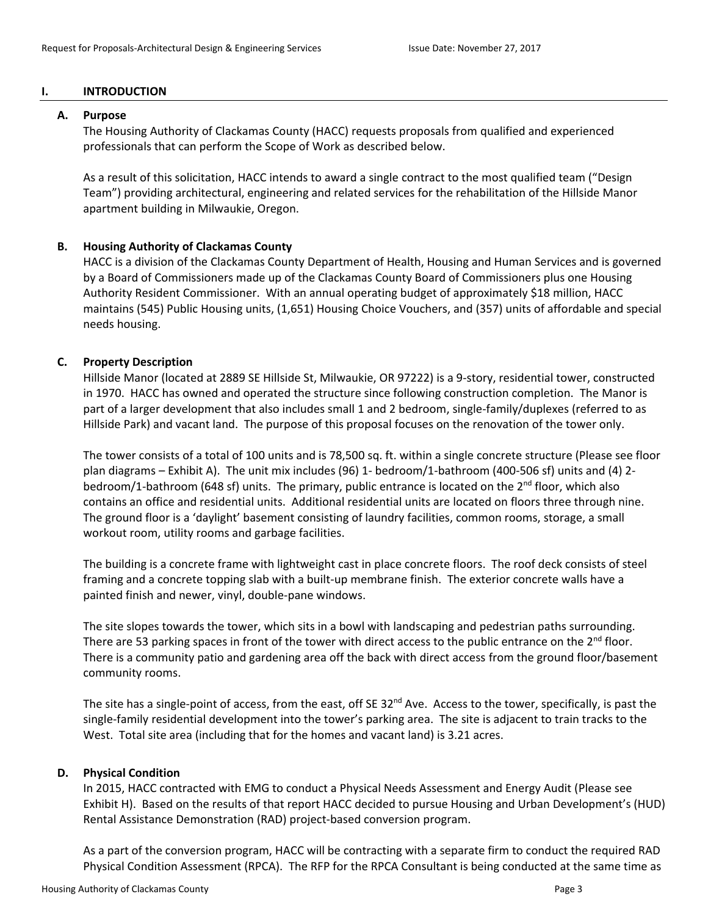## I. INTRODUCTION

### A. Purpose

The Housing Authority of Clackamas County (HACC) requests proposals from qualified and experienced professionals that can perform the Scope of Work as described below.

As a result of this solicitation, HACC intends to award a single contract to the most qualified team ("Design Team") providing architectural, engineering and related services for the rehabilitation of the Hillside Manor apartment building in Milwaukie, Oregon.

### B. Housing Authority of Clackamas County

HACC is a division of the Clackamas County Department of Health, Housing and Human Services and is governed by a Board of Commissioners made up of the Clackamas County Board of Commissioners plus one Housing Authority Resident Commissioner. With an annual operating budget of approximately $18 million, HACC maintains (545) Public Housing units, (1,651) Housing Choice Vouchers, and (357) units of affordable and special needs housing.

### C. Property Description

Hillside Manor (located at 2889 SE Hillside St, Milwaukie, OR 97222) is a 9-story, residential tower, constructed in 1970. HACC has owned and operated the structure since following construction completion. The Manor is part of a larger development that also includes small 1 and 2 bedroom, single-family/duplexes (referred to as Hillside Park) and vacant land. The purpose of this proposal focuses on the renovation of the tower only.

The tower consists of a total of 100 units and is 78,500 sq. ft. within a single concrete structure (Please see floor plan diagrams – Exhibit A). The unit mix includes (96) 1- bedroom/1-bathroom (400-506 sf) units and (4) 2-bedroom/1-bathroom (648 sf) units. The primary, public entrance is located on the 2nd floor, which also contains an office and residential units. Additional residential units are located on floors three through nine. The ground floor is a 'daylight' basement consisting of laundry facilities, common rooms, storage, a small workout room, utility rooms and garbage facilities.

The building is a concrete frame with lightweight cast in place concrete floors. The roof deck consists of steel framing and a concrete topping slab with a built-up membrane finish. The exterior concrete walls have a painted finish and newer, vinyl, double-pane windows.

The site slopes towards the tower, which sits in a bowl with landscaping and pedestrian paths surrounding. There are 53 parking spaces in front of the tower with direct access to the public entrance on the 2nd floor. There is a community patio and gardening area off the back with direct access from the ground floor/basement community rooms.

The site has a single-point of access, from the east, off SE 32nd Ave. Access to the tower, specifically, is past the single-family residential development into the tower's parking area. The site is adjacent to train tracks to the West. Total site area (including that for the homes and vacant land) is 3.21 acres.

### D. Physical Condition

In 2015, HACC contracted with EMG to conduct a Physical Needs Assessment and Energy Audit (Please see Exhibit H). Based on the results of that report HACC decided to pursue Housing and Urban Development's (HUD) Rental Assistance Demonstration (RAD) project-based conversion program.

As a part of the conversion program, HACC will be contracting with a separate firm to conduct the required RAD Physical Condition Assessment (RPCA). The RFP for the RPCA Consultant is being conducted at the same time as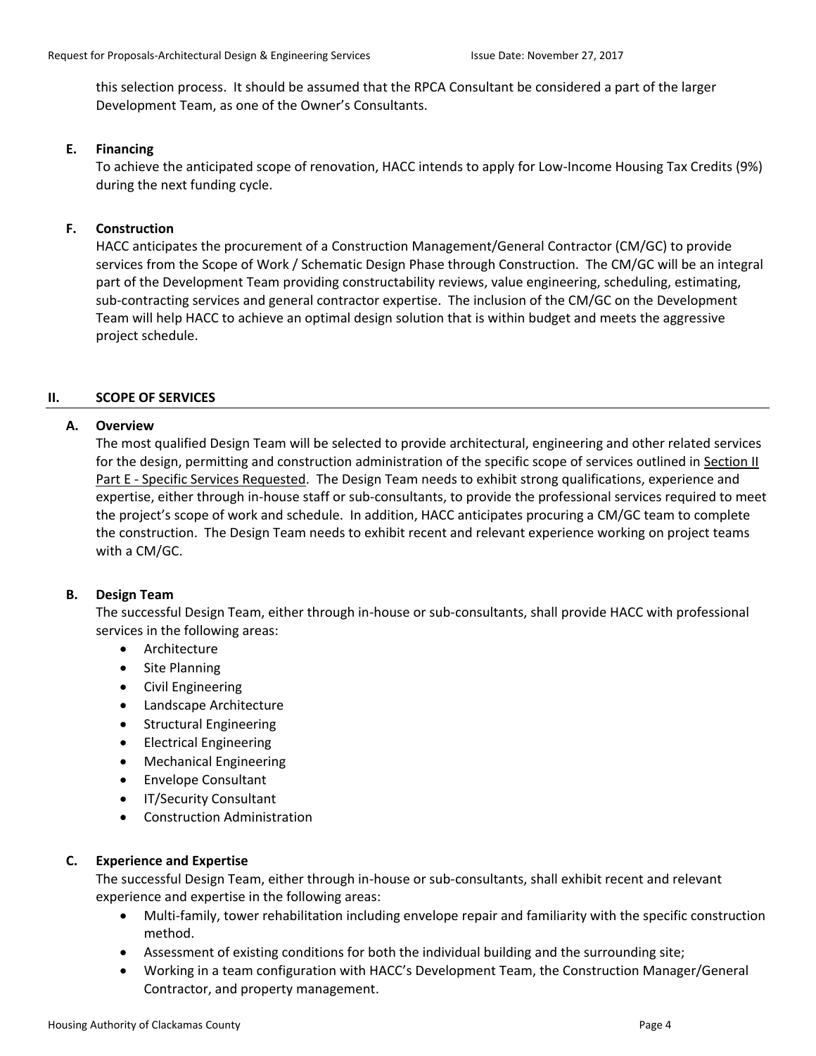this selection process. It should be assumed that the RPCA Consultant be considered a part of the larger Development Team, as one of the Owner's Consultants.

### E. Financing

To achieve the anticipated scope of renovation, HACC intends to apply for Low-Income Housing Tax Credits (9%) during the next funding cycle.

### F. Construction

HACC anticipates the procurement of a Construction Management/General Contractor (CM/GC) to provide services from the Scope of Work / Schematic Design Phase through Construction. The CM/GC will be an integral part of the Development Team providing constructability reviews, value engineering, scheduling, estimating, sub-contracting services and general contractor expertise. The inclusion of the CM/GC on the Development Team will help HACC to achieve an optimal design solution that is within budget and meets the aggressive project schedule.

## II. SCOPE OF SERVICES

### A. Overview

The most qualified Design Team will be selected to provide architectural, engineering and other related services for the design, permitting and construction administration of the specific scope of services outlined in Section II Part E - Specific Services Requested. The Design Team needs to exhibit strong qualifications, experience and expertise, either through in-house staff or sub-consultants, to provide the professional services required to meet the project's scope of work and schedule. In addition, HACC anticipates procuring a CM/GC team to complete the construction. The Design Team needs to exhibit recent and relevant experience working on project teams with a CM/GC.

### B. Design Team

The successful Design Team, either through in-house or sub-consultants, shall provide HACC with professional services in the following areas:

- Architecture
- Site Planning
- Civil Engineering
- Landscape Architecture
- Structural Engineering
- Electrical Engineering
- Mechanical Engineering
- Envelope Consultant
- IT/Security Consultant
- Construction Administration

### C. Experience and Expertise

The successful Design Team, either through in-house or sub-consultants, shall exhibit recent and relevant experience and expertise in the following areas:

- Multi-family, tower rehabilitation including envelope repair and familiarity with the specific construction method.
- Assessment of existing conditions for both the individual building and the surrounding site;
- Working in a team configuration with HACC's Development Team, the Construction Manager/General Contractor, and property management.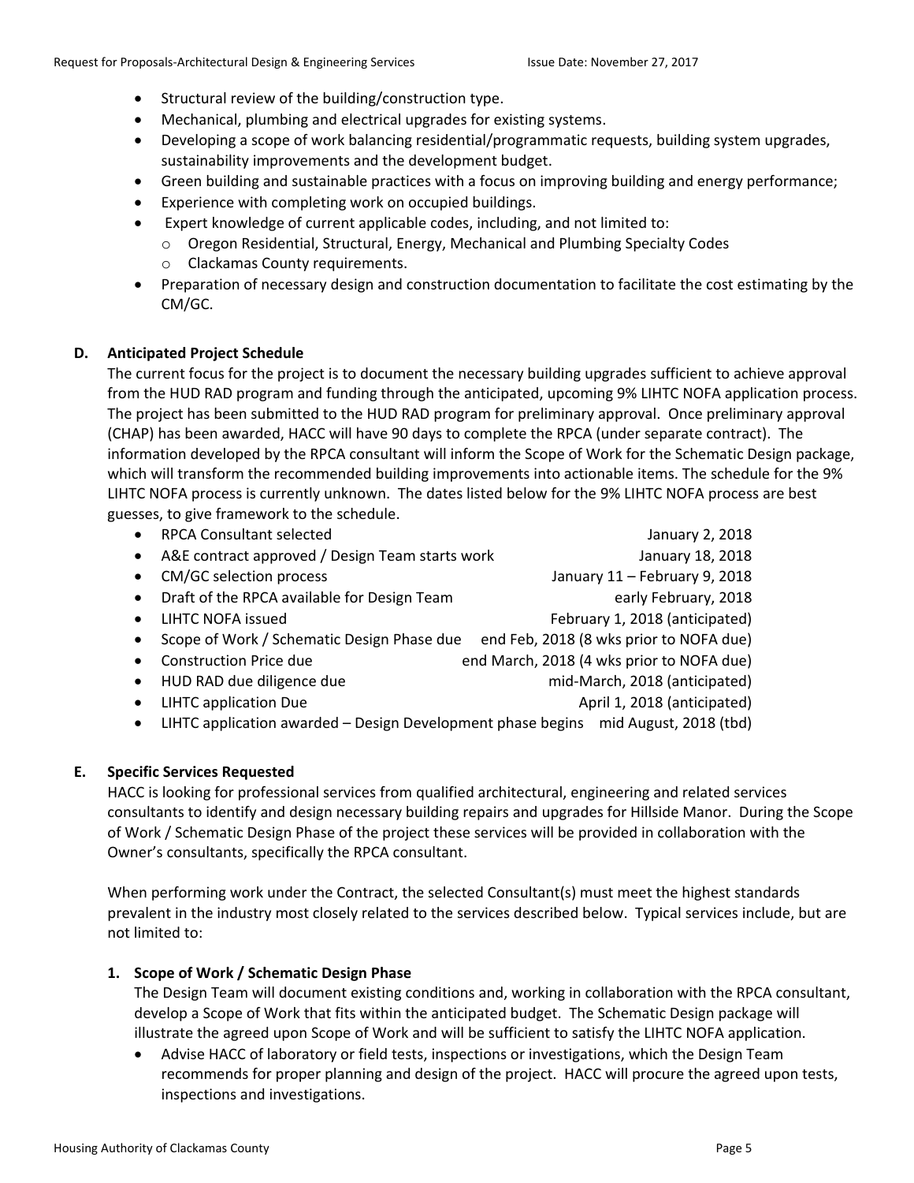- Structural review of the building/construction type.
- Mechanical, plumbing and electrical upgrades for existing systems.
- Developing a scope of work balancing residential/programmatic requests, building system upgrades, sustainability improvements and the development budget.
- Green building and sustainable practices with a focus on improving building and energy performance;
- Experience with completing work on occupied buildings.
- Expert knowledge of current applicable codes, including, and not limited to:
  - Oregon Residential, Structural, Energy, Mechanical and Plumbing Specialty Codes
  - Clackamas County requirements.
- Preparation of necessary design and construction documentation to facilitate the cost estimating by the CM/GC.

### D. Anticipated Project Schedule

The current focus for the project is to document the necessary building upgrades sufficient to achieve approval from the HUD RAD program and funding through the anticipated, upcoming 9% LIHTC NOFA application process. The project has been submitted to the HUD RAD program for preliminary approval. Once preliminary approval (CHAP) has been awarded, HACC will have 90 days to complete the RPCA (under separate contract). The information developed by the RPCA consultant will inform the Scope of Work for the Schematic Design package, which will transform the recommended building improvements into actionable items. The schedule for the 9% LIHTC NOFA process is currently unknown. The dates listed below for the 9% LIHTC NOFA process are best guesses, to give framework to the schedule.

- RPCA Consultant selected — January 2, 2018
- A&E contract approved / Design Team starts work — January 18, 2018
- CM/GC selection process — January 11 – February 9, 2018
- Draft of the RPCA available for Design Team — early February, 2018
- LIHTC NOFA issued — February 1, 2018 (anticipated)
- Scope of Work / Schematic Design Phase due — end Feb, 2018 (8 wks prior to NOFA due)
- Construction Price due — end March, 2018 (4 wks prior to NOFA due)
- HUD RAD due diligence due — mid-March, 2018 (anticipated)
- LIHTC application Due — April 1, 2018 (anticipated)
- LIHTC application awarded – Design Development phase begins — mid August, 2018 (tbd)

### E. Specific Services Requested

HACC is looking for professional services from qualified architectural, engineering and related services consultants to identify and design necessary building repairs and upgrades for Hillside Manor. During the Scope of Work / Schematic Design Phase of the project these services will be provided in collaboration with the Owner's consultants, specifically the RPCA consultant.

When performing work under the Contract, the selected Consultant(s) must meet the highest standards prevalent in the industry most closely related to the services described below. Typical services include, but are not limited to:

#### 1. Scope of Work / Schematic Design Phase

The Design Team will document existing conditions and, working in collaboration with the RPCA consultant, develop a Scope of Work that fits within the anticipated budget. The Schematic Design package will illustrate the agreed upon Scope of Work and will be sufficient to satisfy the LIHTC NOFA application.

- Advise HACC of laboratory or field tests, inspections or investigations, which the Design Team recommends for proper planning and design of the project. HACC will procure the agreed upon tests, inspections and investigations.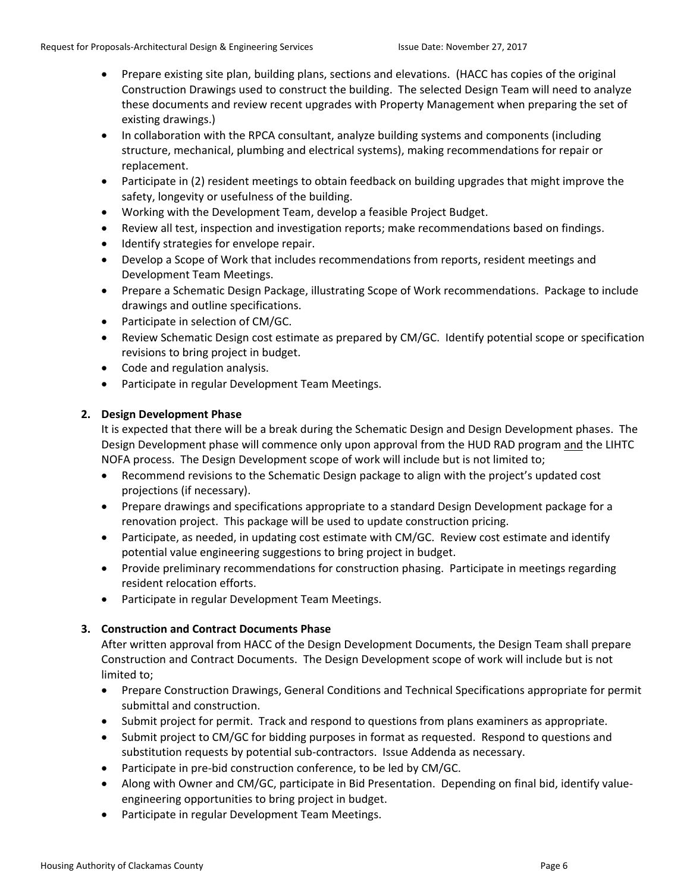- Prepare existing site plan, building plans, sections and elevations. (HACC has copies of the original Construction Drawings used to construct the building. The selected Design Team will need to analyze these documents and review recent upgrades with Property Management when preparing the set of existing drawings.)
- In collaboration with the RPCA consultant, analyze building systems and components (including structure, mechanical, plumbing and electrical systems), making recommendations for repair or replacement.
- Participate in (2) resident meetings to obtain feedback on building upgrades that might improve the safety, longevity or usefulness of the building.
- Working with the Development Team, develop a feasible Project Budget.
- Review all test, inspection and investigation reports; make recommendations based on findings.
- Identify strategies for envelope repair.
- Develop a Scope of Work that includes recommendations from reports, resident meetings and Development Team Meetings.
- Prepare a Schematic Design Package, illustrating Scope of Work recommendations. Package to include drawings and outline specifications.
- Participate in selection of CM/GC.
- Review Schematic Design cost estimate as prepared by CM/GC. Identify potential scope or specification revisions to bring project in budget.
- Code and regulation analysis.
- Participate in regular Development Team Meetings.

**2. Design Development Phase**

It is expected that there will be a break during the Schematic Design and Design Development phases. The Design Development phase will commence only upon approval from the HUD RAD program and the LIHTC NOFA process. The Design Development scope of work will include but is not limited to;

- Recommend revisions to the Schematic Design package to align with the project's updated cost projections (if necessary).
- Prepare drawings and specifications appropriate to a standard Design Development package for a renovation project. This package will be used to update construction pricing.
- Participate, as needed, in updating cost estimate with CM/GC. Review cost estimate and identify potential value engineering suggestions to bring project in budget.
- Provide preliminary recommendations for construction phasing. Participate in meetings regarding resident relocation efforts.
- Participate in regular Development Team Meetings.

**3. Construction and Contract Documents Phase**

After written approval from HACC of the Design Development Documents, the Design Team shall prepare Construction and Contract Documents. The Design Development scope of work will include but is not limited to;

- Prepare Construction Drawings, General Conditions and Technical Specifications appropriate for permit submittal and construction.
- Submit project for permit. Track and respond to questions from plans examiners as appropriate.
- Submit project to CM/GC for bidding purposes in format as requested. Respond to questions and substitution requests by potential sub-contractors. Issue Addenda as necessary.
- Participate in pre-bid construction conference, to be led by CM/GC.
- Along with Owner and CM/GC, participate in Bid Presentation. Depending on final bid, identify value-engineering opportunities to bring project in budget.
- Participate in regular Development Team Meetings.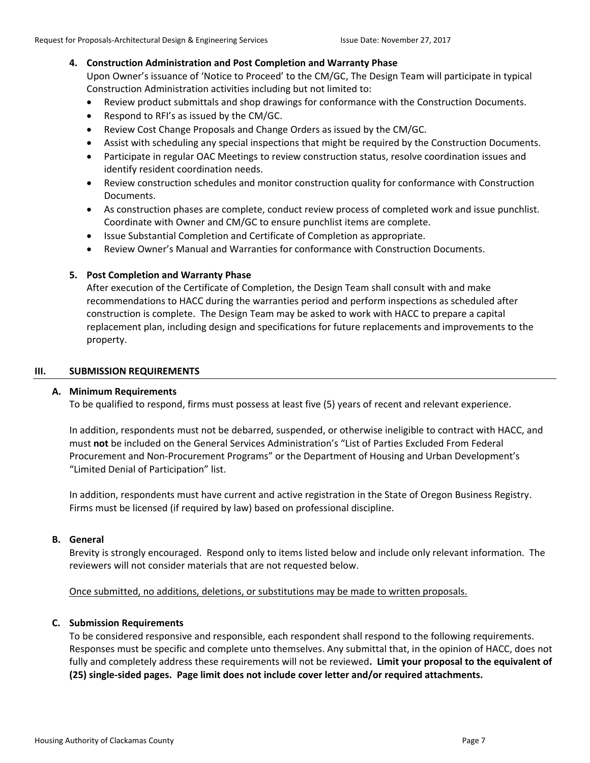**4. Construction Administration and Post Completion and Warranty Phase**

Upon Owner's issuance of 'Notice to Proceed' to the CM/GC, The Design Team will participate in typical Construction Administration activities including but not limited to:

- Review product submittals and shop drawings for conformance with the Construction Documents.
- Respond to RFI's as issued by the CM/GC.
- Review Cost Change Proposals and Change Orders as issued by the CM/GC.
- Assist with scheduling any special inspections that might be required by the Construction Documents.
- Participate in regular OAC Meetings to review construction status, resolve coordination issues and identify resident coordination needs.
- Review construction schedules and monitor construction quality for conformance with Construction Documents.
- As construction phases are complete, conduct review process of completed work and issue punchlist. Coordinate with Owner and CM/GC to ensure punchlist items are complete.
- Issue Substantial Completion and Certificate of Completion as appropriate.
- Review Owner's Manual and Warranties for conformance with Construction Documents.

**5. Post Completion and Warranty Phase**

After execution of the Certificate of Completion, the Design Team shall consult with and make recommendations to HACC during the warranties period and perform inspections as scheduled after construction is complete. The Design Team may be asked to work with HACC to prepare a capital replacement plan, including design and specifications for future replacements and improvements to the property.

## III. SUBMISSION REQUIREMENTS

### A. Minimum Requirements

To be qualified to respond, firms must possess at least five (5) years of recent and relevant experience.

In addition, respondents must not be debarred, suspended, or otherwise ineligible to contract with HACC, and must **not** be included on the General Services Administration's "List of Parties Excluded From Federal Procurement and Non-Procurement Programs" or the Department of Housing and Urban Development's "Limited Denial of Participation" list.

In addition, respondents must have current and active registration in the State of Oregon Business Registry. Firms must be licensed (if required by law) based on professional discipline.

### B. General

Brevity is strongly encouraged. Respond only to items listed below and include only relevant information. The reviewers will not consider materials that are not requested below.

<u>Once submitted, no additions, deletions, or substitutions may be made to written proposals.</u>

### C. Submission Requirements

To be considered responsive and responsible, each respondent shall respond to the following requirements. Responses must be specific and complete unto themselves. Any submittal that, in the opinion of HACC, does not fully and completely address these requirements will not be reviewed**. Limit your proposal to the equivalent of (25) single-sided pages. Page limit does not include cover letter and/or required attachments.**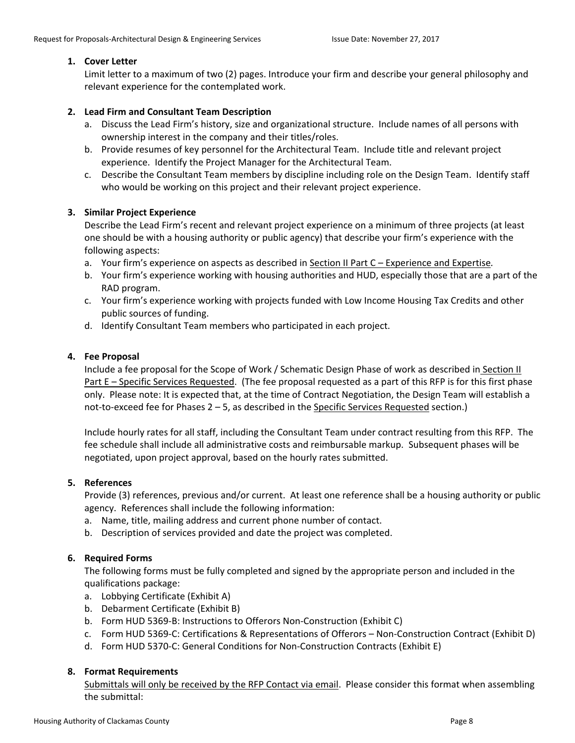**1. Cover Letter**

Limit letter to a maximum of two (2) pages. Introduce your firm and describe your general philosophy and relevant experience for the contemplated work.

**2. Lead Firm and Consultant Team Description**

a. Discuss the Lead Firm's history, size and organizational structure. Include names of all persons with ownership interest in the company and their titles/roles.
b. Provide resumes of key personnel for the Architectural Team. Include title and relevant project experience. Identify the Project Manager for the Architectural Team.
c. Describe the Consultant Team members by discipline including role on the Design Team. Identify staff who would be working on this project and their relevant project experience.

**3. Similar Project Experience**

Describe the Lead Firm's recent and relevant project experience on a minimum of three projects (at least one should be with a housing authority or public agency) that describe your firm's experience with the following aspects:

a. Your firm's experience on aspects as described in <u>Section II Part C – Experience and Expertise</u>.
b. Your firm's experience working with housing authorities and HUD, especially those that are a part of the RAD program.
c. Your firm's experience working with projects funded with Low Income Housing Tax Credits and other public sources of funding.
d. Identify Consultant Team members who participated in each project.

**4. Fee Proposal**

Include a fee proposal for the Scope of Work / Schematic Design Phase of work as described in <u>Section II Part E – Specific Services Requested</u>. (The fee proposal requested as a part of this RFP is for this first phase only. Please note: It is expected that, at the time of Contract Negotiation, the Design Team will establish a not-to-exceed fee for Phases 2 – 5, as described in the <u>Specific Services Requested</u> section.)

Include hourly rates for all staff, including the Consultant Team under contract resulting from this RFP. The fee schedule shall include all administrative costs and reimbursable markup. Subsequent phases will be negotiated, upon project approval, based on the hourly rates submitted.

**5. References**

Provide (3) references, previous and/or current. At least one reference shall be a housing authority or public agency. References shall include the following information:

a. Name, title, mailing address and current phone number of contact.
b. Description of services provided and date the project was completed.

**6. Required Forms**

The following forms must be fully completed and signed by the appropriate person and included in the qualifications package:

a. Lobbying Certificate (Exhibit A)
b. Debarment Certificate (Exhibit B)
b. Form HUD 5369-B: Instructions to Offerors Non-Construction (Exhibit C)
c. Form HUD 5369-C: Certifications & Representations of Offerors – Non-Construction Contract (Exhibit D)
d. Form HUD 5370-C: General Conditions for Non-Construction Contracts (Exhibit E)

**8. Format Requirements**

<u>Submittals will only be received by the RFP Contact via email</u>. Please consider this format when assembling the submittal: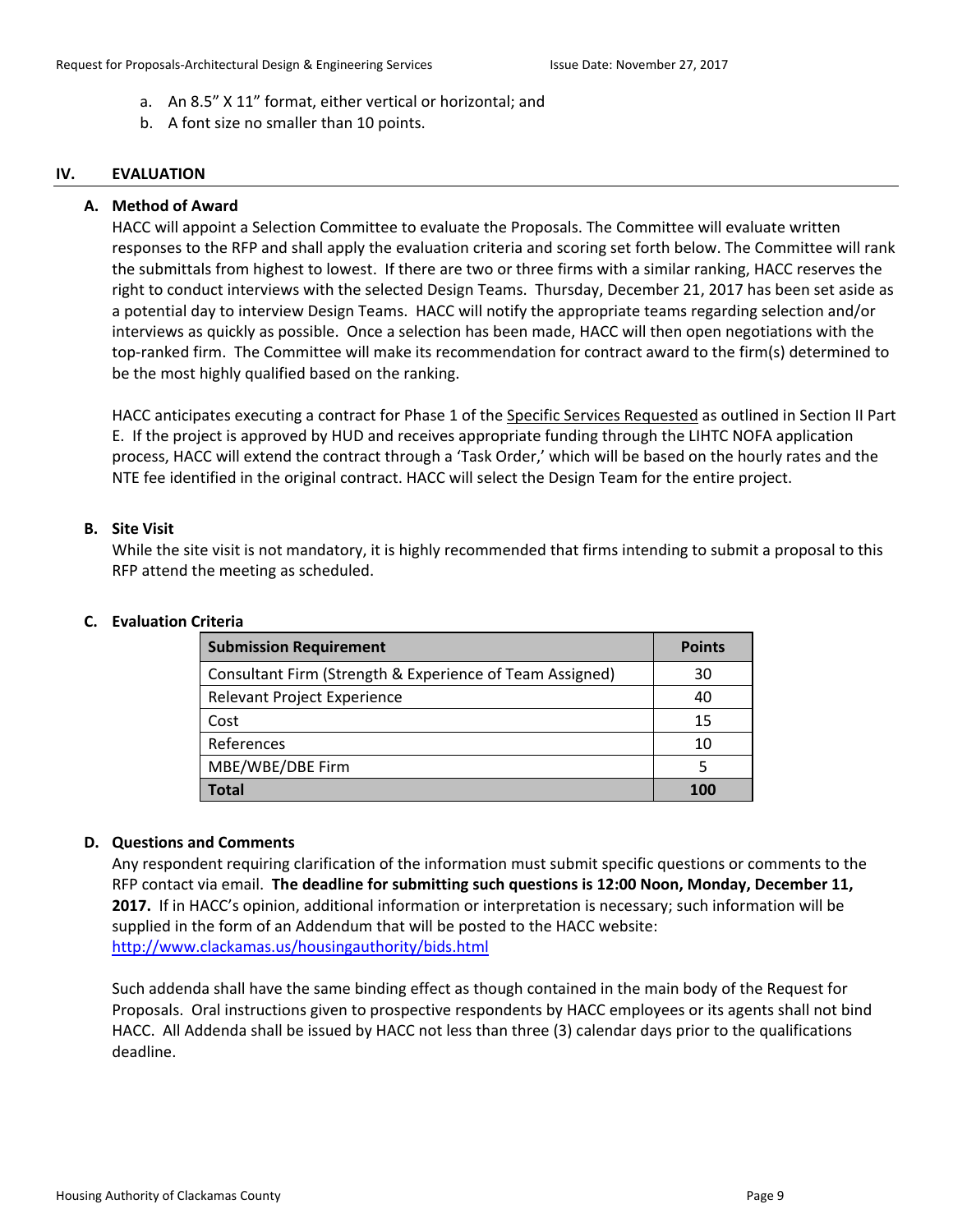a. An 8.5” X 11” format, either vertical or horizontal; and
b. A font size no smaller than 10 points.

## IV. EVALUATION

### A. Method of Award

HACC will appoint a Selection Committee to evaluate the Proposals. The Committee will evaluate written responses to the RFP and shall apply the evaluation criteria and scoring set forth below. The Committee will rank the submittals from highest to lowest. If there are two or three firms with a similar ranking, HACC reserves the right to conduct interviews with the selected Design Teams. Thursday, December 21, 2017 has been set aside as a potential day to interview Design Teams. HACC will notify the appropriate teams regarding selection and/or interviews as quickly as possible. Once a selection has been made, HACC will then open negotiations with the top-ranked firm. The Committee will make its recommendation for contract award to the firm(s) determined to be the most highly qualified based on the ranking.

HACC anticipates executing a contract for Phase 1 of the Specific Services Requested as outlined in Section II Part E. If the project is approved by HUD and receives appropriate funding through the LIHTC NOFA application process, HACC will extend the contract through a ‘Task Order,’ which will be based on the hourly rates and the NTE fee identified in the original contract. HACC will select the Design Team for the entire project.

### B. Site Visit

While the site visit is not mandatory, it is highly recommended that firms intending to submit a proposal to this RFP attend the meeting as scheduled.

### C. Evaluation Criteria

| Submission Requirement | Points |
|---|---|
| Consultant Firm (Strength & Experience of Team Assigned) | 30 |
| Relevant Project Experience | 40 |
| Cost | 15 |
| References | 10 |
| MBE/WBE/DBE Firm | 5 |
| **Total** | **100** |

### D. Questions and Comments

Any respondent requiring clarification of the information must submit specific questions or comments to the RFP contact via email. **The deadline for submitting such questions is 12:00 Noon, Monday, December 11, 2017.** If in HACC’s opinion, additional information or interpretation is necessary; such information will be supplied in the form of an Addendum that will be posted to the HACC website: http://www.clackamas.us/housingauthority/bids.html

Such addenda shall have the same binding effect as though contained in the main body of the Request for Proposals. Oral instructions given to prospective respondents by HACC employees or its agents shall not bind HACC. All Addenda shall be issued by HACC not less than three (3) calendar days prior to the qualifications deadline.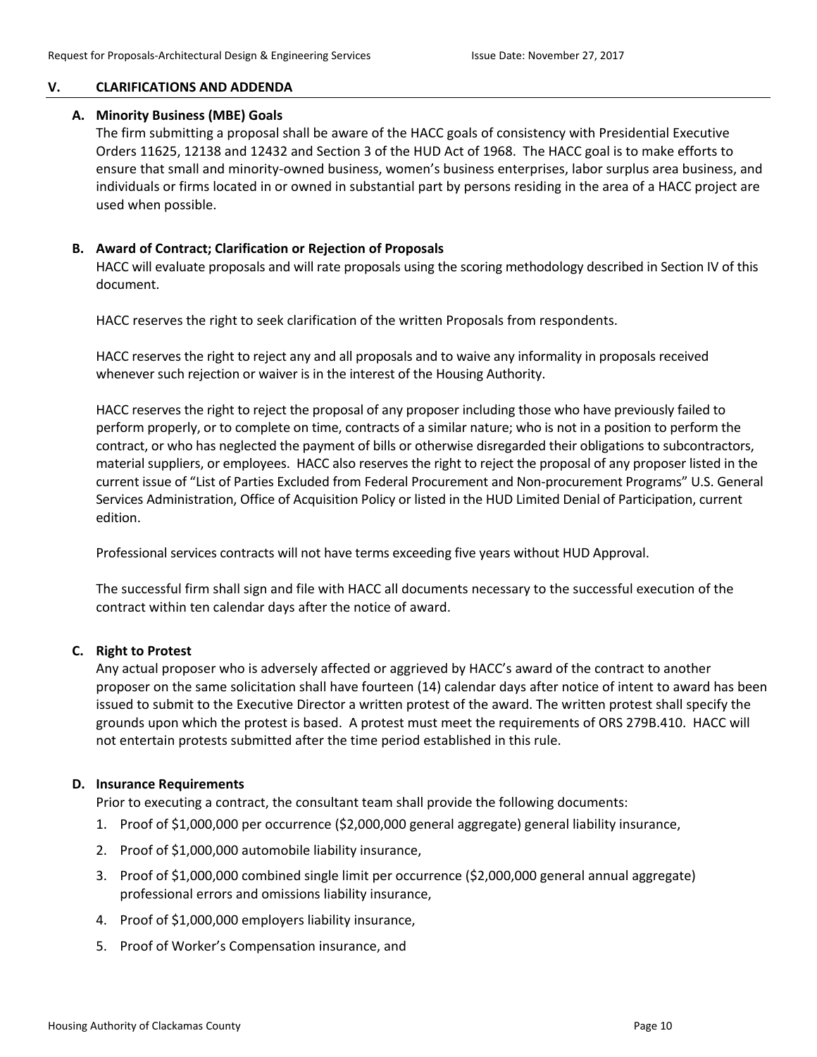## V. CLARIFICATIONS AND ADDENDA

### A. Minority Business (MBE) Goals

The firm submitting a proposal shall be aware of the HACC goals of consistency with Presidential Executive Orders 11625, 12138 and 12432 and Section 3 of the HUD Act of 1968. The HACC goal is to make efforts to ensure that small and minority-owned business, women's business enterprises, labor surplus area business, and individuals or firms located in or owned in substantial part by persons residing in the area of a HACC project are used when possible.

### B. Award of Contract; Clarification or Rejection of Proposals

HACC will evaluate proposals and will rate proposals using the scoring methodology described in Section IV of this document.

HACC reserves the right to seek clarification of the written Proposals from respondents.

HACC reserves the right to reject any and all proposals and to waive any informality in proposals received whenever such rejection or waiver is in the interest of the Housing Authority.

HACC reserves the right to reject the proposal of any proposer including those who have previously failed to perform properly, or to complete on time, contracts of a similar nature; who is not in a position to perform the contract, or who has neglected the payment of bills or otherwise disregarded their obligations to subcontractors, material suppliers, or employees. HACC also reserves the right to reject the proposal of any proposer listed in the current issue of "List of Parties Excluded from Federal Procurement and Non-procurement Programs" U.S. General Services Administration, Office of Acquisition Policy or listed in the HUD Limited Denial of Participation, current edition.

Professional services contracts will not have terms exceeding five years without HUD Approval.

The successful firm shall sign and file with HACC all documents necessary to the successful execution of the contract within ten calendar days after the notice of award.

### C. Right to Protest

Any actual proposer who is adversely affected or aggrieved by HACC's award of the contract to another proposer on the same solicitation shall have fourteen (14) calendar days after notice of intent to award has been issued to submit to the Executive Director a written protest of the award. The written protest shall specify the grounds upon which the protest is based. A protest must meet the requirements of ORS 279B.410. HACC will not entertain protests submitted after the time period established in this rule.

### D. Insurance Requirements

Prior to executing a contract, the consultant team shall provide the following documents:

1. Proof of $1,000,000 per occurrence ($2,000,000 general aggregate) general liability insurance,
2. Proof of $1,000,000 automobile liability insurance,
3. Proof of $1,000,000 combined single limit per occurrence ($2,000,000 general annual aggregate) professional errors and omissions liability insurance,
4. Proof of $1,000,000 employers liability insurance,
5. Proof of Worker's Compensation insurance, and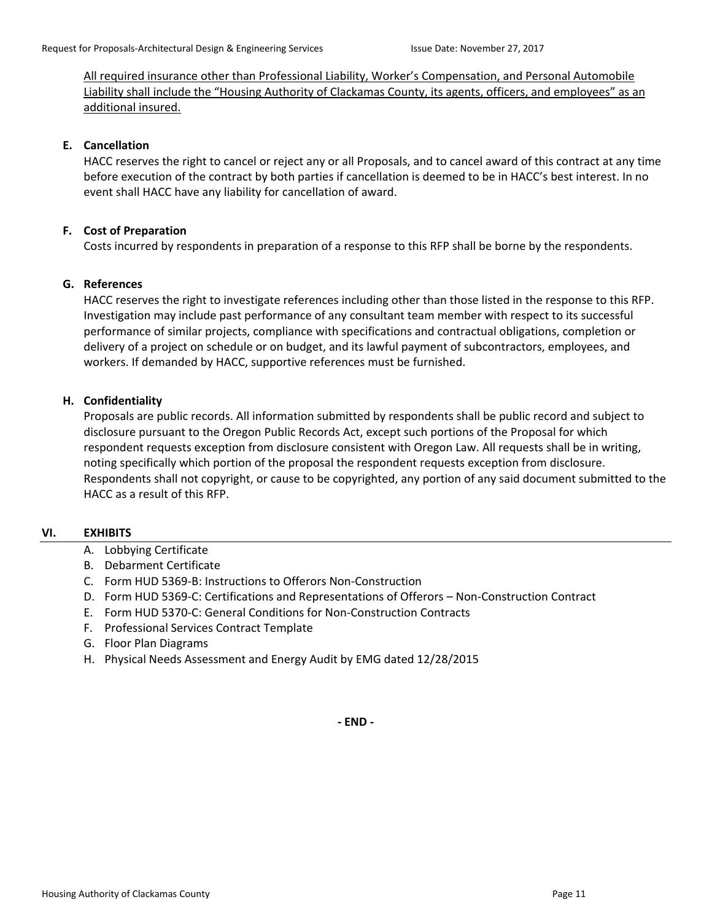<u>All required insurance other than Professional Liability, Worker's Compensation, and Personal Automobile Liability shall include the "Housing Authority of Clackamas County, its agents, officers, and employees" as an additional insured.</u>

**E. Cancellation**

HACC reserves the right to cancel or reject any or all Proposals, and to cancel award of this contract at any time before execution of the contract by both parties if cancellation is deemed to be in HACC's best interest. In no event shall HACC have any liability for cancellation of award.

**F. Cost of Preparation**

Costs incurred by respondents in preparation of a response to this RFP shall be borne by the respondents.

**G. References**

HACC reserves the right to investigate references including other than those listed in the response to this RFP. Investigation may include past performance of any consultant team member with respect to its successful performance of similar projects, compliance with specifications and contractual obligations, completion or delivery of a project on schedule or on budget, and its lawful payment of subcontractors, employees, and workers. If demanded by HACC, supportive references must be furnished.

**H. Confidentiality**

Proposals are public records. All information submitted by respondents shall be public record and subject to disclosure pursuant to the Oregon Public Records Act, except such portions of the Proposal for which respondent requests exception from disclosure consistent with Oregon Law. All requests shall be in writing, noting specifically which portion of the proposal the respondent requests exception from disclosure. Respondents shall not copyright, or cause to be copyrighted, any portion of any said document submitted to the HACC as a result of this RFP.

## VI. EXHIBITS

A. Lobbying Certificate
B. Debarment Certificate
C. Form HUD 5369-B: Instructions to Offerors Non-Construction
D. Form HUD 5369-C: Certifications and Representations of Offerors – Non-Construction Contract
E. Form HUD 5370-C: General Conditions for Non-Construction Contracts
F. Professional Services Contract Template
G. Floor Plan Diagrams
H. Physical Needs Assessment and Energy Audit by EMG dated 12/28/2015

**- END -**